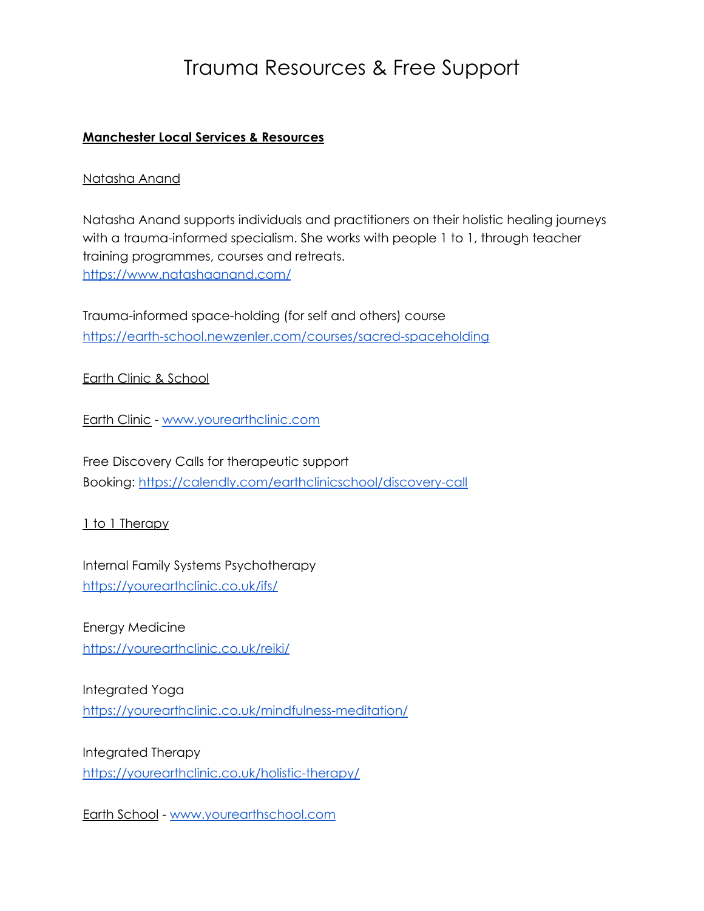# Trauma Resources & Free Support

## Manchester Local Services & Resources

Natasha Anand

Natasha Anand supports individuals and practitioners on their holistic healing journeys with a trauma-informed specialism. She works with people 1 to 1, through teacher training programmes, courses and retreats.
https://www.natashaanand.com/

Trauma-informed space-holding (for self and others) course
https://earth-school.newzenler.com/courses/sacred-spaceholding

Earth Clinic & School

Earth Clinic - www.yourearthclinic.com

Free Discovery Calls for therapeutic support
Booking: https://calendly.com/earthclinicschool/discovery-call

1 to 1 Therapy

Internal Family Systems Psychotherapy
https://yourearthclinic.co.uk/ifs/

Energy Medicine
https://yourearthclinic.co.uk/reiki/

Integrated Yoga
https://yourearthclinic.co.uk/mindfulness-meditation/

Integrated Therapy
https://yourearthclinic.co.uk/holistic-therapy/

Earth School - www.yourearthschool.com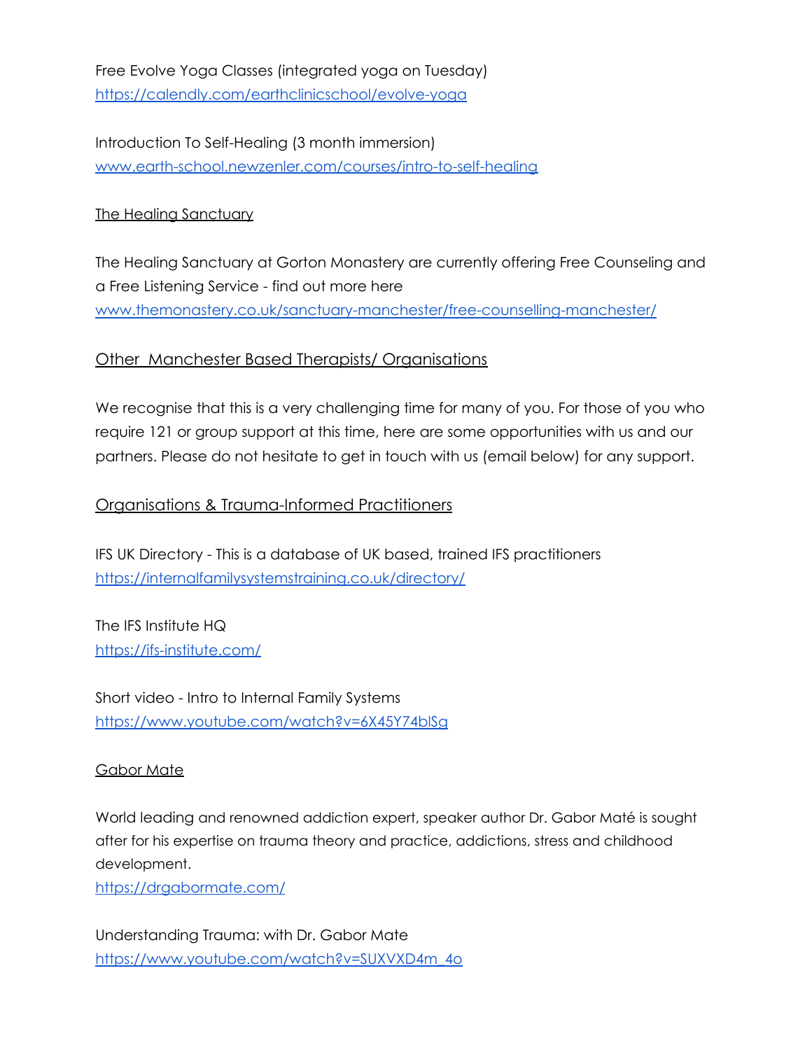Free Evolve Yoga Classes (integrated yoga on Tuesday)
https://calendly.com/earthclinicschool/evolve-yoga

Introduction To Self-Healing (3 month immersion)
www.earth-school.newzenler.com/courses/intro-to-self-healing

## The Healing Sanctuary

The Healing Sanctuary at Gorton Monastery are currently offering Free Counseling and a Free Listening Service - find out more here
www.themonastery.co.uk/sanctuary-manchester/free-counselling-manchester/

## Other  Manchester Based Therapists/ Organisations

We recognise that this is a very challenging time for many of you. For those of you who require 121 or group support at this time, here are some opportunities with us and our partners. Please do not hesitate to get in touch with us (email below) for any support.

## Organisations & Trauma-Informed Practitioners

IFS UK Directory - This is a database of UK based, trained IFS practitioners
https://internalfamilysystemstraining.co.uk/directory/

The IFS Institute HQ
https://ifs-institute.com/

Short video - Intro to Internal Family Systems
https://www.youtube.com/watch?v=6X45Y74blSg

## Gabor Mate

World leading and renowned addiction expert, speaker author Dr. Gabor Maté is sought after for his expertise on trauma theory and practice, addictions, stress and childhood development.
https://drgabormate.com/

Understanding Trauma: with Dr. Gabor Mate
https://www.youtube.com/watch?v=SUXVXD4m_4o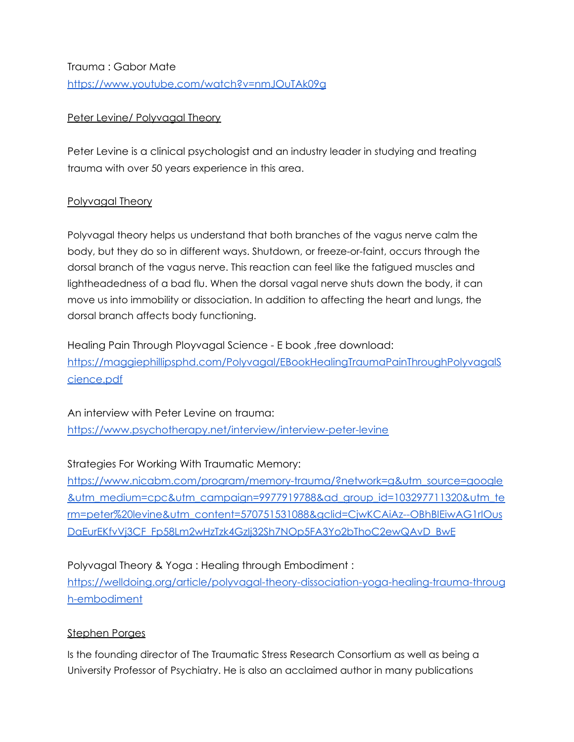Trauma : Gabor Mate
https://www.youtube.com/watch?v=nmJOuTAk09g

Peter Levine/ Polyvagal Theory

Peter Levine is a clinical psychologist and an industry leader in studying and treating trauma with over 50 years experience in this area.

Polyvagal Theory

Polyvagal theory helps us understand that both branches of the vagus nerve calm the body, but they do so in different ways. Shutdown, or freeze-or-faint, occurs through the dorsal branch of the vagus nerve. This reaction can feel like the fatigued muscles and lightheadedness of a bad flu. When the dorsal vagal nerve shuts down the body, it can move us into immobility or dissociation. In addition to affecting the heart and lungs, the dorsal branch affects body functioning.

Healing Pain Through Ployvagal Science - E book ,free download:
https://maggiephillipsphd.com/Polyvagal/EBookHealingTraumaPainThroughPolyvagalScience.pdf

An interview with Peter Levine on trauma:
https://www.psychotherapy.net/interview/interview-peter-levine

Strategies For Working With Traumatic Memory:
https://www.nicabm.com/program/memory-trauma/?network=g&utm_source=google&utm_medium=cpc&utm_campaign=9977919788&ad_group_id=103297711320&utm_term=peter%20levine&utm_content=570751531088&gclid=CjwKCAiAz--OBhBIEiwAG1rIOusDaEurEKfvVj3CF_Fp58Lm2wHzTzk4Gzlj32Sh7NOp5FA3Yo2bThoC2ewQAvD_BwE

Polyvagal Theory & Yoga : Healing through Embodiment :
https://welldoing.org/article/polyvagal-theory-dissociation-yoga-healing-trauma-through-embodiment

Stephen Porges

Is the founding director of The Traumatic Stress Research Consortium as well as being a University Professor of Psychiatry. He is also an acclaimed author in many publications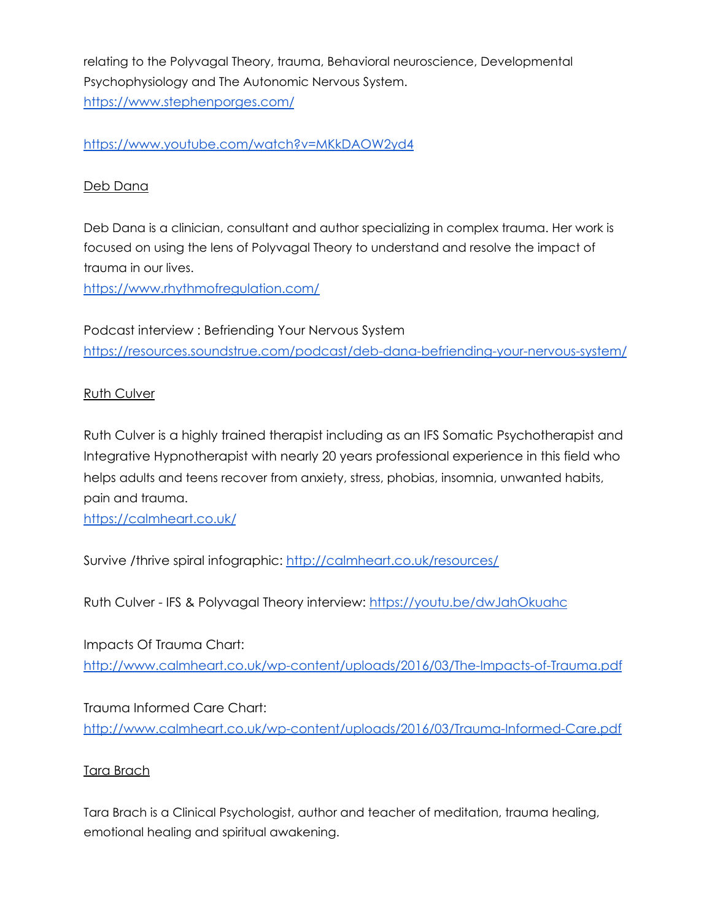relating to the Polyvagal Theory, trauma, Behavioral neuroscience, Developmental Psychophysiology and The Autonomic Nervous System.
https://www.stephenporges.com/

https://www.youtube.com/watch?v=MKkDAOW2yd4

Deb Dana

Deb Dana is a clinician, consultant and author specializing in complex trauma. Her work is focused on using the lens of Polyvagal Theory to understand and resolve the impact of trauma in our lives.
https://www.rhythmofregulation.com/

Podcast interview : Befriending Your Nervous System
https://resources.soundstrue.com/podcast/deb-dana-befriending-your-nervous-system/

Ruth Culver

Ruth Culver is a highly trained therapist including as an IFS Somatic Psychotherapist and Integrative Hypnotherapist with nearly 20 years professional experience in this field who helps adults and teens recover from anxiety, stress, phobias, insomnia, unwanted habits, pain and trauma.
https://calmheart.co.uk/

Survive /thrive spiral infographic: http://calmheart.co.uk/resources/

Ruth Culver - IFS & Polyvagal Theory interview: https://youtu.be/dwJahOkuahc

Impacts Of Trauma Chart:
http://www.calmheart.co.uk/wp-content/uploads/2016/03/The-Impacts-of-Trauma.pdf

Trauma Informed Care Chart:
http://www.calmheart.co.uk/wp-content/uploads/2016/03/Trauma-Informed-Care.pdf

Tara Brach

Tara Brach is a Clinical Psychologist, author and teacher of meditation, trauma healing, emotional healing and spiritual awakening.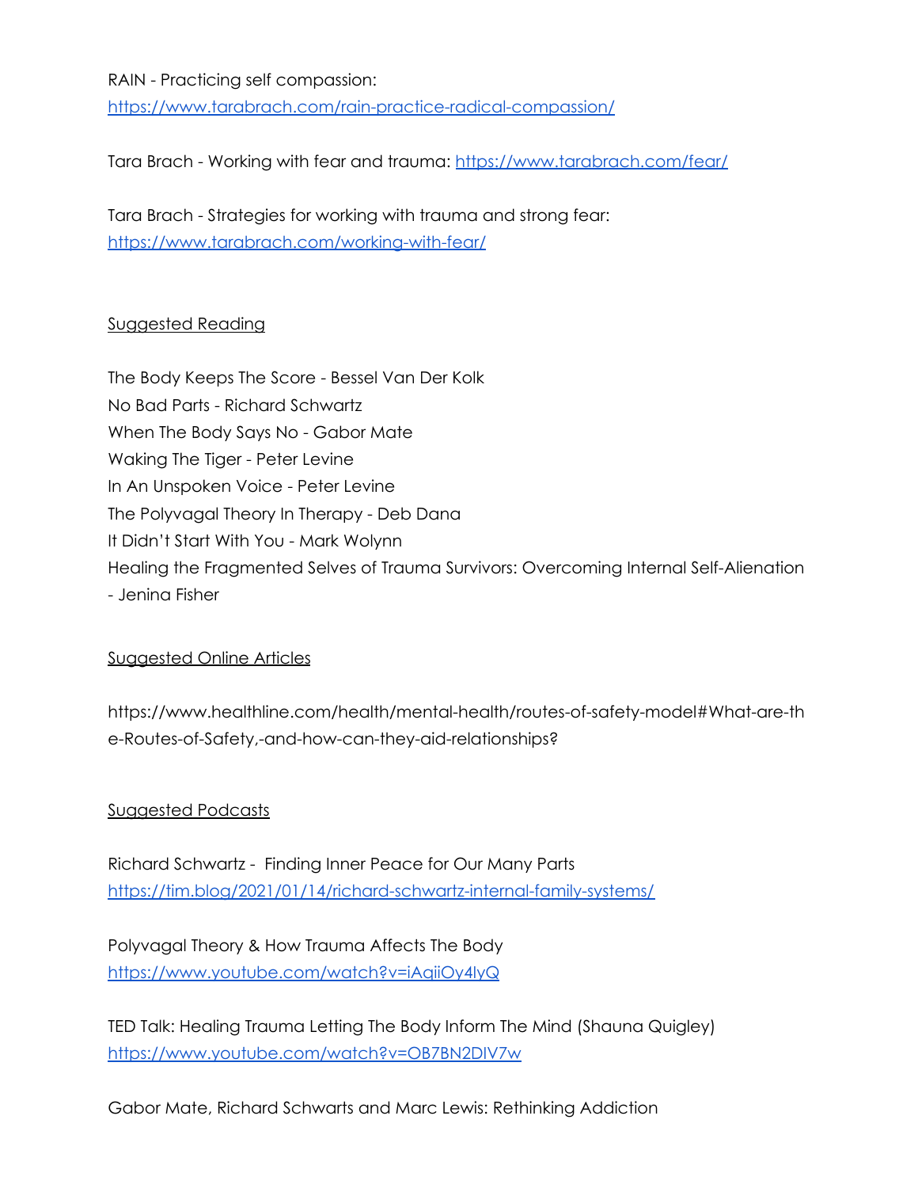RAIN - Practicing self compassion:
https://www.tarabrach.com/rain-practice-radical-compassion/

Tara Brach - Working with fear and trauma: https://www.tarabrach.com/fear/

Tara Brach - Strategies for working with trauma and strong fear:
https://www.tarabrach.com/working-with-fear/

## Suggested Reading

The Body Keeps The Score - Bessel Van Der Kolk
No Bad Parts - Richard Schwartz
When The Body Says No - Gabor Mate
Waking The Tiger - Peter Levine
In An Unspoken Voice - Peter Levine
The Polyvagal Theory In Therapy - Deb Dana
It Didn't Start With You - Mark Wolynn
Healing the Fragmented Selves of Trauma Survivors: Overcoming Internal Self-Alienation - Jenina Fisher

## Suggested Online Articles

https://www.healthline.com/health/mental-health/routes-of-safety-model#What-are-the-Routes-of-Safety,-and-how-can-they-aid-relationships?

## Suggested Podcasts

Richard Schwartz - Finding Inner Peace for Our Many Parts
https://tim.blog/2021/01/14/richard-schwartz-internal-family-systems/

Polyvagal Theory & How Trauma Affects The Body
https://www.youtube.com/watch?v=iAqiiOy4lyQ

TED Talk: Healing Trauma Letting The Body Inform The Mind (Shauna Quigley)
https://www.youtube.com/watch?v=OB7BN2DIV7w

Gabor Mate, Richard Schwarts and Marc Lewis: Rethinking Addiction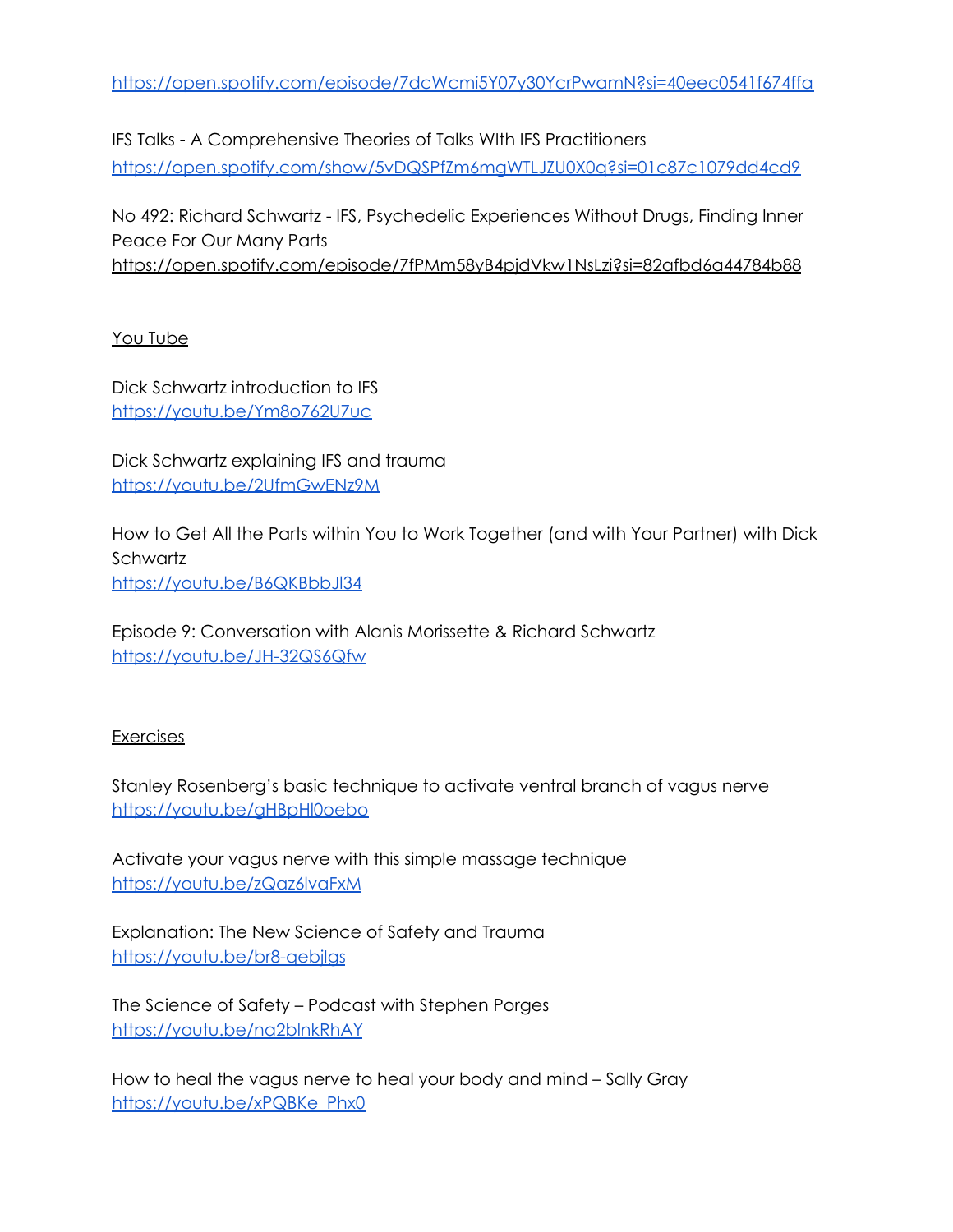https://open.spotify.com/episode/7dcWcmi5Y07y30YcrPwamN?si=40eec0541f674ffa

IFS Talks - A Comprehensive Theories of Talks WIth IFS Practitioners
https://open.spotify.com/show/5vDQSPfZm6mgWTLJZU0X0q?si=01c87c1079dd4cd9

No 492: Richard Schwartz - IFS, Psychedelic Experiences Without Drugs, Finding Inner Peace For Our Many Parts
https://open.spotify.com/episode/7fPMm58yB4pjdVkw1NsLzi?si=82afbd6a44784b88

## You Tube

Dick Schwartz introduction to IFS
https://youtu.be/Ym8o762U7uc

Dick Schwartz explaining IFS and trauma
https://youtu.be/2UfmGwENz9M

How to Get All the Parts within You to Work Together (and with Your Partner) with Dick Schwartz
https://youtu.be/B6QKBbbJl34

Episode 9: Conversation with Alanis Morissette & Richard Schwartz
https://youtu.be/JH-32QS6Qfw

## Exercises

Stanley Rosenberg's basic technique to activate ventral branch of vagus nerve
https://youtu.be/gHBpHl0oebo

Activate your vagus nerve with this simple massage technique
https://youtu.be/zQaz6lvaFxM

Explanation: The New Science of Safety and Trauma
https://youtu.be/br8-qebjlgs

The Science of Safety – Podcast with Stephen Porges
https://youtu.be/na2blnkRhAY

How to heal the vagus nerve to heal your body and mind – Sally Gray
https://youtu.be/xPQBKe_Phx0